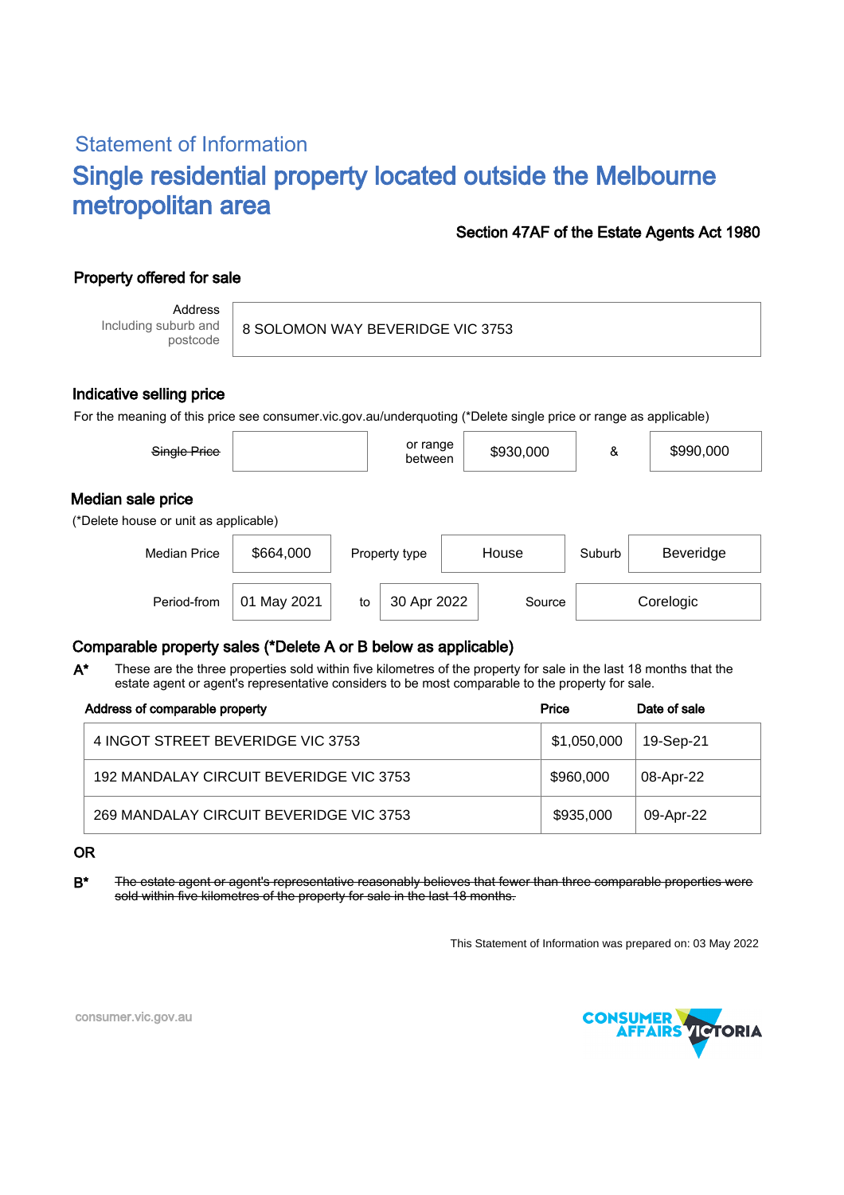## Statement of Information

# Single residential property located outside the Melbourne metropolitan area

**Section 47AF of the Estate Agents Act 1980**

### Property offered for sale

| Address Including suburb and postcode | 8 SOLOMON WAY BEVERIDGE VIC 3753 |
|---|---|

### Indicative selling price

For the meaning of this price see consumer.vic.gov.au/underquoting (*Delete single price or range as applicable)

| ~~Single Price~~ | | or range between | $930,000 | & | $990,000 |
|---|---|---|---|---|---|

### Median sale price

(*Delete house or unit as applicable)

| Median Price | $664,000 | Property type | House | Suburb | Beveridge |
|---|---|---|---|---|---|
| Period-from | 01 May 2021 | to | 30 Apr 2022 | Source | Corelogic |

### Comparable property sales (*Delete A or B below as applicable)

**A*** These are the three properties sold within five kilometres of the property for sale in the last 18 months that the estate agent or agent's representative considers to be most comparable to the property for sale.

| Address of comparable property | Price | Date of sale |
|---|---|---|
| 4 INGOT STREET BEVERIDGE VIC 3753 | $1,050,000 | 19-Sep-21 |
| 192 MANDALAY CIRCUIT BEVERIDGE VIC 3753 | $960,000 | 08-Apr-22 |
| 269 MANDALAY CIRCUIT BEVERIDGE VIC 3753 | $935,000 | 09-Apr-22 |

OR

**B*** ~~The estate agent or agent's representative reasonably believes that fewer than three comparable properties were sold within five kilometres of the property for sale in the last 18 months.~~

This Statement of Information was prepared on: 03 May 2022

consumer.vic.gov.au

CONSUMER AFFAIRS VICTORIA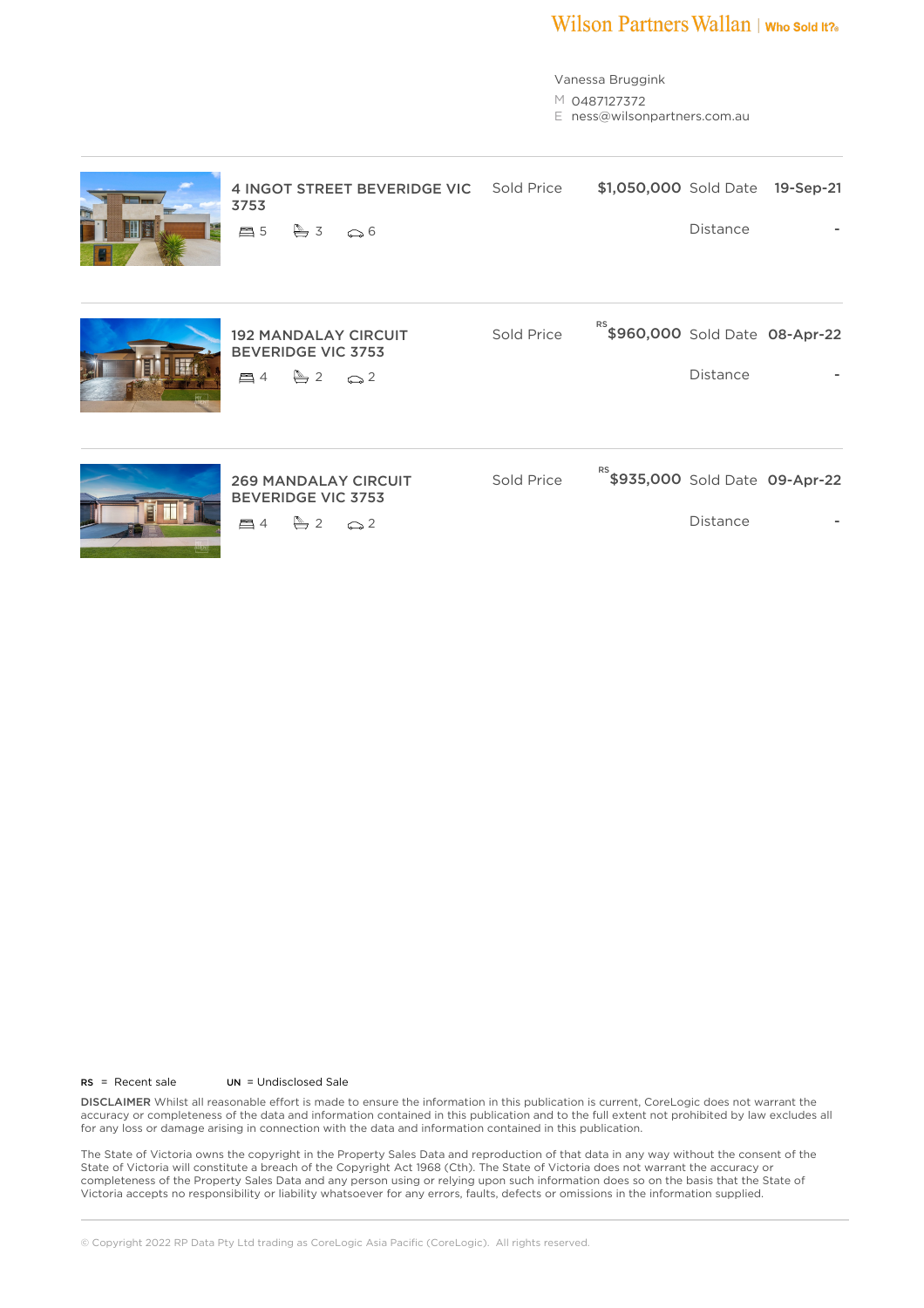Wilson Partners Wallan | Who Sold It?

Vanessa Bruggink
M 0487127372
E ness@wilsonpartners.com.au

| | | | | |
|---|---|---|---|---|
| **4 INGOT STREET BEVERIDGE VIC 3753** 5 bed, 3 bath, 6 car | Sold Price | **$1,050,000** | Sold Date | **19-Sep-21** |
| | | | Distance | - |
| **192 MANDALAY CIRCUIT BEVERIDGE VIC 3753** 4 bed, 2 bath, 2 car | Sold Price | RS **$960,000** | Sold Date | **08-Apr-22** |
| | | | Distance | - |
| **269 MANDALAY CIRCUIT BEVERIDGE VIC 3753** 4 bed, 2 bath, 2 car | Sold Price | RS **$935,000** | Sold Date | **09-Apr-22** |
| | | | Distance | - |

**RS** = Recent sale **UN** = Undisclosed Sale

**DISCLAIMER** Whilst all reasonable effort is made to ensure the information in this publication is current, CoreLogic does not warrant the accuracy or completeness of the data and information contained in this publication and to the full extent not prohibited by law excludes all for any loss or damage arising in connection with the data and information contained in this publication.

The State of Victoria owns the copyright in the Property Sales Data and reproduction of that data in any way without the consent of the State of Victoria will constitute a breach of the Copyright Act 1968 (Cth). The State of Victoria does not warrant the accuracy or completeness of the Property Sales Data and any person using or relying upon such information does so on the basis that the State of Victoria accepts no responsibility or liability whatsoever for any errors, faults, defects or omissions in the information supplied.

© Copyright 2022 RP Data Pty Ltd trading as CoreLogic Asia Pacific (CoreLogic). All rights reserved.